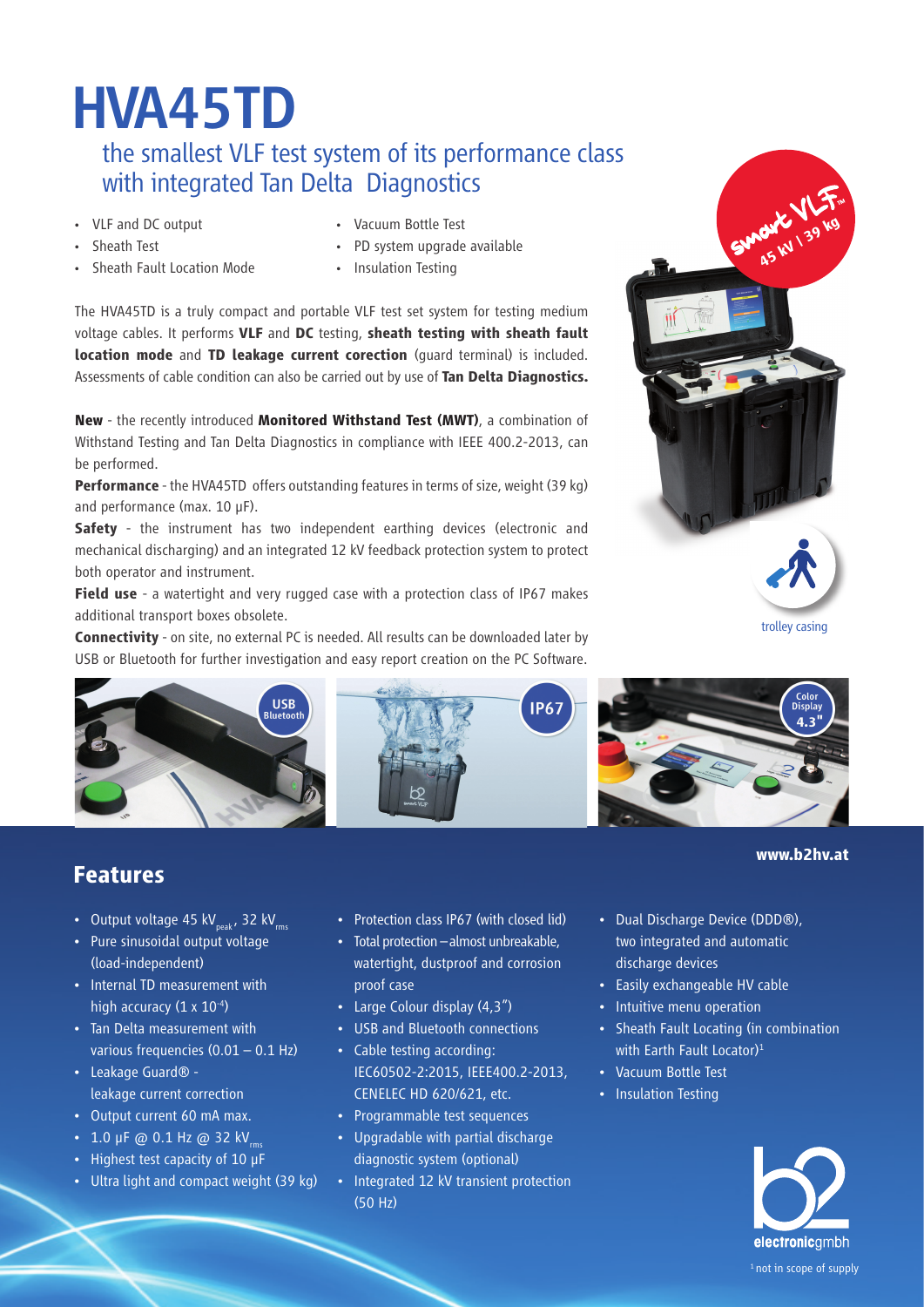# HVA45TD

## the smallest VLF test system of its performance class with integrated Tan Delta Diagnostics

- VLF and DC output
- Sheath Test
- Sheath Fault Location Mode
- Vacuum Bottle Test
- PD system upgrade available
- Insulation Testing

The HVA45TD is a truly compact and portable VLF test set system for testing medium voltage cables. It performs **VLF** and **DC** testing, **sheath testing with sheath fault location mode** and **TD leakage current corection** (guard terminal) is included. Assessments of cable condition can also be carried out by use of **Tan Delta Diagnostics.**

**New** - the recently introduced **Monitored Withstand Test (MWT)**, a combination of Withstand Testing and Tan Delta Diagnostics in compliance with IEEE 400.2-2013, can be performed.

**Performance** - the HVA45TD offers outstanding features in terms of size, weight (39 kg) and performance (max. 10 µF).

**Safety** - the instrument has two independent earthing devices (electronic and mechanical discharging) and an integrated 12 kV feedback protection system to protect both operator and instrument.

**Field use** - a watertight and very rugged case with a protection class of IP67 makes additional transport boxes obsolete.

**Connectivity** - on site, no external PC is needed. All results can be downloaded later by USB or Bluetooth for further investigation and easy report creation on the PC Software.

Smart VLF™ 45 kV | 39 kg

trolley casing

USB Bluetooth

IP67

Color Display 4.3"

www.b2hv.at

## Features

- Output voltage 45 $kV_{peak}$, 32 $kV_{rms}$
- Pure sinusoidal output voltage (load-independent)
- Internal TD measurement with high accuracy ($1 \times 10^{-4}$)
- Tan Delta measurement with various frequencies (0.01 – 0.1 Hz)
- Leakage Guard® - leakage current correction
- Output current 60 mA max.
- 1.0 µF @ 0.1 Hz @ 32 $kV_{rms}$
- Highest test capacity of 10 µF
- Ultra light and compact weight (39 kg)
- Protection class IP67 (with closed lid)
- Total protection – almost unbreakable, watertight, dustproof and corrosion proof case
- Large Colour display (4,3")
- USB and Bluetooth connections
- Cable testing according: IEC60502-2:2015, IEEE400.2-2013, CENELEC HD 620/621, etc.
- Programmable test sequences
- Upgradable with partial discharge diagnostic system (optional)
- Integrated 12 kV transient protection (50 Hz)
- Dual Discharge Device (DDD®), two integrated and automatic discharge devices
- Easily exchangeable HV cable
- Intuitive menu operation
- Sheath Fault Locating (in combination with Earth Fault Locator)[1]
- Vacuum Bottle Test
- Insulation Testing

b2 electronicgmbh

[1] not in scope of supply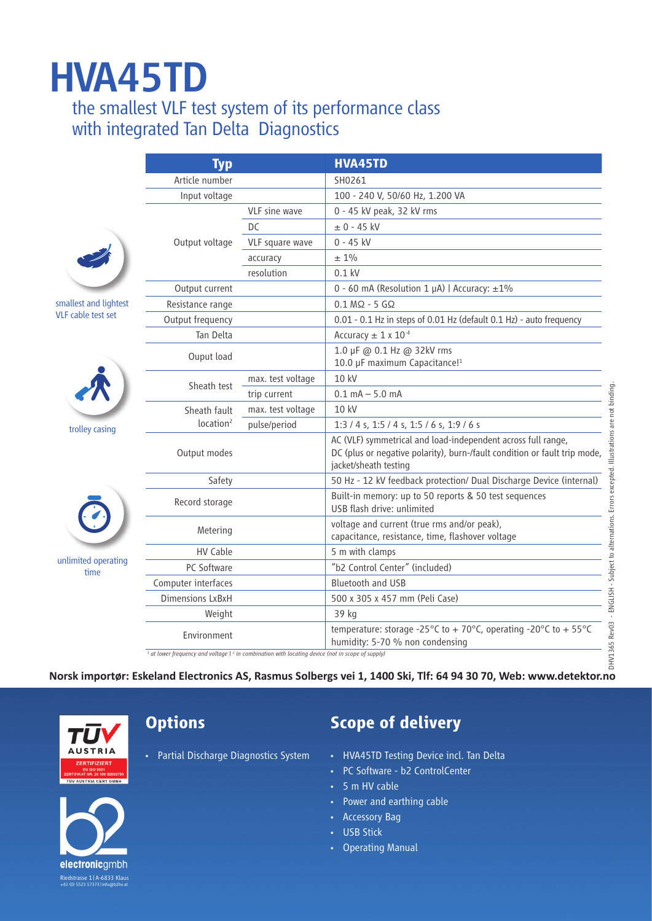# HVA45TD

## the smallest VLF test system of its performance class with integrated Tan Delta Diagnostics

smallest and lightest VLF cable test set

trolley casing

unlimited operating time

| Typ | | HVA45TD |
|---|---|---|
| Article number | | SH0261 |
| Input voltage | | 100 - 240 V, 50/60 Hz, 1.200 VA |
| Output voltage | VLF sine wave | 0 - 45 kV peak, 32 kV rms |
| | DC | ± 0 - 45 kV |
| | VLF square wave | 0 - 45 kV |
| | accuracy | ± 1% |
| | resolution | 0.1 kV |
| Output current | | 0 - 60 mA (Resolution 1 µA) \| Accuracy: ±1% |
| Resistance range | | 0.1 MΩ - 5 GΩ |
| Output frequency | | 0.01 - 0.1 Hz in steps of 0.01 Hz (default 0.1 Hz) - auto frequency |
| Tan Delta | | Accuracy ± 1 x $10^{-4}$ |
| Ouput load | | 1.0 µF @ 0.1 Hz @ 32kV rms<br>10.0 µF maximum Capacitance![1] |
| Sheath test | max. test voltage | 10 kV |
| | trip current | 0.1 mA – 5.0 mA |
| Sheath fault location[2] | max. test voltage | 10 kV |
| | pulse/period | 1:3 / 4 s, 1:5 / 4 s, 1:5 / 6 s, 1:9 / 6 s |
| Output modes | | AC (VLF) symmetrical and load-independent across full range,<br>DC (plus or negative polarity), burn-/fault condition or fault trip mode,<br>jacket/sheath testing |
| Safety | | 50 Hz - 12 kV feedback protection/ Dual Discharge Device (internal) |
| Record storage | | Built-in memory: up to 50 reports & 50 test sequences<br>USB flash drive: unlimited |
| Metering | | voltage and current (true rms and/or peak),<br>capacitance, resistance, time, flashover voltage |
| HV Cable | | 5 m with clamps |
| PC Software | | "b2 Control Center" (included) |
| Computer interfaces | | Bluetooth and USB |
| Dimensions LxBxH | | 500 x 305 x 457 mm (Peli Case) |
| Weight | | 39 kg |
| Environment | | temperature: storage -25°C to + 70°C, operating -20°C to + 55°C<br>humidity: 5-70 % non condensing |

*[1] at lower frequency and voltage | [2] in combination with locating device (not in scope of supply)*

DHV1365 Rev03 - ENGLISH - Subject to alternations. Errors excepted. Illustrations are not binding.

**Norsk importør: Eskeland Electronics AS, Rasmus Solbergs vei 1, 1400 Ski, Tlf: 64 94 30 70, Web: www.detektor.no**

TÜV AUSTRIA
ZERTIFIZIERT
EN ISO 9001
ZERTIFIKAT NR. 20 100 92003768
TÜV AUSTRIA CERT GMBH

## Options

- Partial Discharge Diagnostics System

## Scope of delivery

- HVA45TD Testing Device incl. Tan Delta
- PC Software - b2 ControlCenter
- 5 m HV cable
- Power and earthing cable
- Accessory Bag
- USB Stick
- Operating Manual

b2 electronicgmbh
Riedstrasse 1 | A-6833 Klaus
+43 (0) 5523 57373 | info@b2hv.at